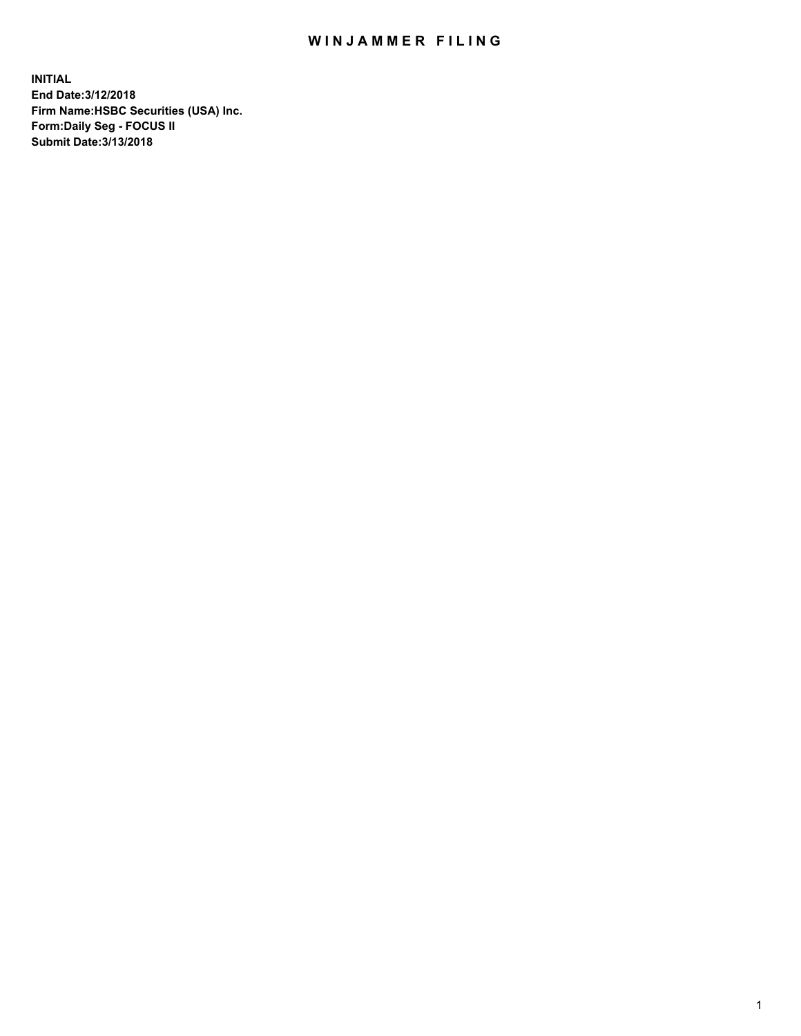# WINJAMMER FILING

**INITIAL**
**End Date:3/12/2018**
**Firm Name:HSBC Securities (USA) Inc.**
**Form:Daily Seg - FOCUS II**
**Submit Date:3/13/2018**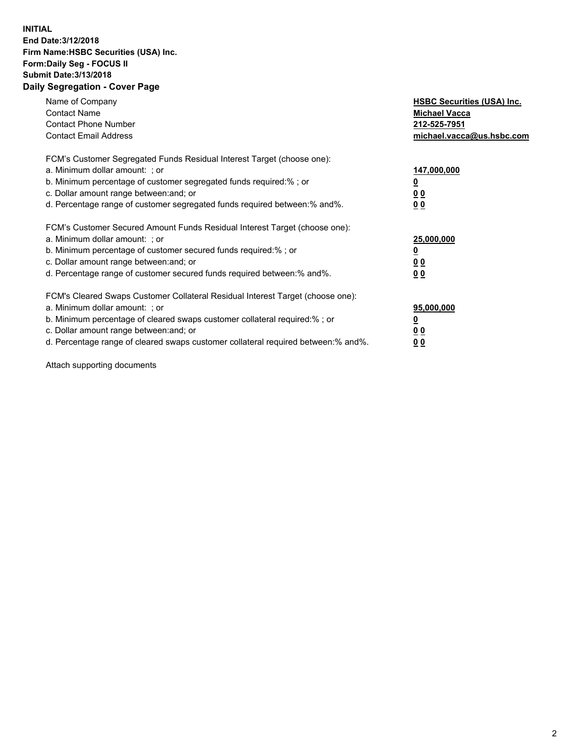**INITIAL**
**End Date:3/12/2018**
**Firm Name:HSBC Securities (USA) Inc.**
**Form:Daily Seg - FOCUS II**
**Submit Date:3/13/2018**

## Daily Segregation - Cover Page

| | |
|---|---|
| Name of Company | **HSBC Securities (USA) Inc.** |
| Contact Name | **Michael Vacca** |
| Contact Phone Number | **212-525-7951** |
| Contact Email Address | **michael.vacca@us.hsbc.com** |

FCM's Customer Segregated Funds Residual Interest Target (choose one):

| | |
|---|---|
| a. Minimum dollar amount: ; or | **147,000,000** |
| b. Minimum percentage of customer segregated funds required:% ; or | **0** |
| c. Dollar amount range between:and; or | **0 0** |
| d. Percentage range of customer segregated funds required between:% and%. | **0 0** |

FCM's Customer Secured Amount Funds Residual Interest Target (choose one):

| | |
|---|---|
| a. Minimum dollar amount: ; or | **25,000,000** |
| b. Minimum percentage of customer secured funds required:% ; or | **0** |
| c. Dollar amount range between:and; or | **0 0** |
| d. Percentage range of customer secured funds required between:% and%. | **0 0** |

FCM's Cleared Swaps Customer Collateral Residual Interest Target (choose one):

| | |
|---|---|
| a. Minimum dollar amount: ; or | **95,000,000** |
| b. Minimum percentage of cleared swaps customer collateral required:% ; or | **0** |
| c. Dollar amount range between:and; or | **0 0** |
| d. Percentage range of cleared swaps customer collateral required between:% and%. | **0 0** |

Attach supporting documents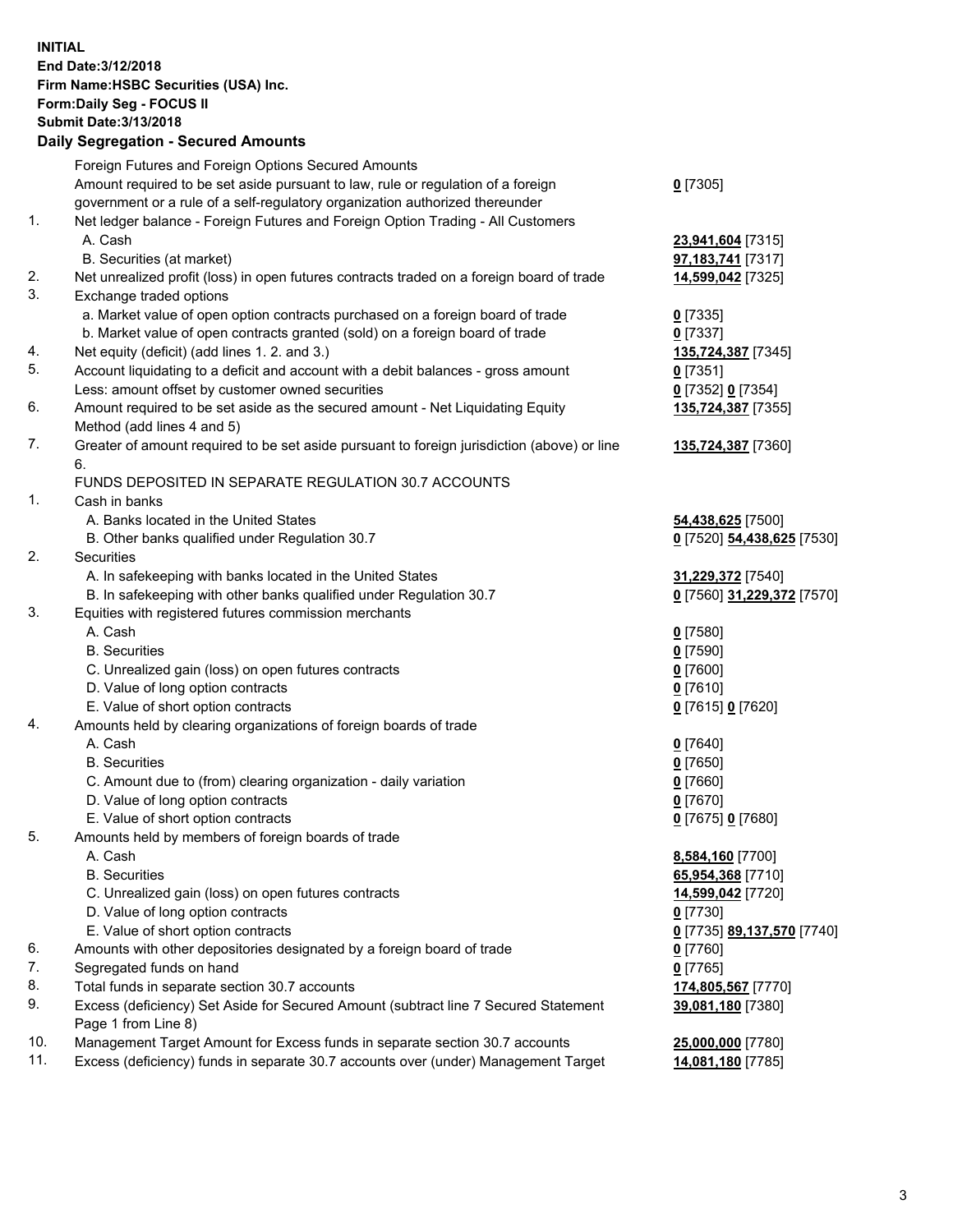**INITIAL**
**End Date:3/12/2018**
**Firm Name:HSBC Securities (USA) Inc.**
**Form:Daily Seg - FOCUS II**
**Submit Date:3/13/2018**

## Daily Segregation - Secured Amounts

| | | |
|---|---|---|
| | Foreign Futures and Foreign Options Secured Amounts | |
| | Amount required to be set aside pursuant to law, rule or regulation of a foreign government or a rule of a self-regulatory organization authorized thereunder | **0** [7305] |
| 1. | Net ledger balance - Foreign Futures and Foreign Option Trading - All Customers | |
| | A. Cash | **23,941,604** [7315] |
| | B. Securities (at market) | **97,183,741** [7317] |
| 2. | Net unrealized profit (loss) in open futures contracts traded on a foreign board of trade | **14,599,042** [7325] |
| 3. | Exchange traded options | |
| | a. Market value of open option contracts purchased on a foreign board of trade | **0** [7335] |
| | b. Market value of open contracts granted (sold) on a foreign board of trade | **0** [7337] |
| 4. | Net equity (deficit) (add lines 1. 2. and 3.) | **135,724,387** [7345] |
| 5. | Account liquidating to a deficit and account with a debit balances - gross amount | **0** [7351] |
| | Less: amount offset by customer owned securities | **0** [7352] **0** [7354] |
| 6. | Amount required to be set aside as the secured amount - Net Liquidating Equity Method (add lines 4 and 5) | **135,724,387** [7355] |
| 7. | Greater of amount required to be set aside pursuant to foreign jurisdiction (above) or line 6. | **135,724,387** [7360] |
| | FUNDS DEPOSITED IN SEPARATE REGULATION 30.7 ACCOUNTS | |
| 1. | Cash in banks | |
| | A. Banks located in the United States | **54,438,625** [7500] |
| | B. Other banks qualified under Regulation 30.7 | **0** [7520] **54,438,625** [7530] |
| 2. | Securities | |
| | A. In safekeeping with banks located in the United States | **31,229,372** [7540] |
| | B. In safekeeping with other banks qualified under Regulation 30.7 | **0** [7560] **31,229,372** [7570] |
| 3. | Equities with registered futures commission merchants | |
| | A. Cash | **0** [7580] |
| | B. Securities | **0** [7590] |
| | C. Unrealized gain (loss) on open futures contracts | **0** [7600] |
| | D. Value of long option contracts | **0** [7610] |
| | E. Value of short option contracts | **0** [7615] **0** [7620] |
| 4. | Amounts held by clearing organizations of foreign boards of trade | |
| | A. Cash | **0** [7640] |
| | B. Securities | **0** [7650] |
| | C. Amount due to (from) clearing organization - daily variation | **0** [7660] |
| | D. Value of long option contracts | **0** [7670] |
| | E. Value of short option contracts | **0** [7675] **0** [7680] |
| 5. | Amounts held by members of foreign boards of trade | |
| | A. Cash | **8,584,160** [7700] |
| | B. Securities | **65,954,368** [7710] |
| | C. Unrealized gain (loss) on open futures contracts | **14,599,042** [7720] |
| | D. Value of long option contracts | **0** [7730] |
| | E. Value of short option contracts | **0** [7735] **89,137,570** [7740] |
| 6. | Amounts with other depositories designated by a foreign board of trade | **0** [7760] |
| 7. | Segregated funds on hand | **0** [7765] |
| 8. | Total funds in separate section 30.7 accounts | **174,805,567** [7770] |
| 9. | Excess (deficiency) Set Aside for Secured Amount (subtract line 7 Secured Statement Page 1 from Line 8) | **39,081,180** [7380] |
| 10. | Management Target Amount for Excess funds in separate section 30.7 accounts | **25,000,000** [7780] |
| 11. | Excess (deficiency) funds in separate 30.7 accounts over (under) Management Target | **14,081,180** [7785] |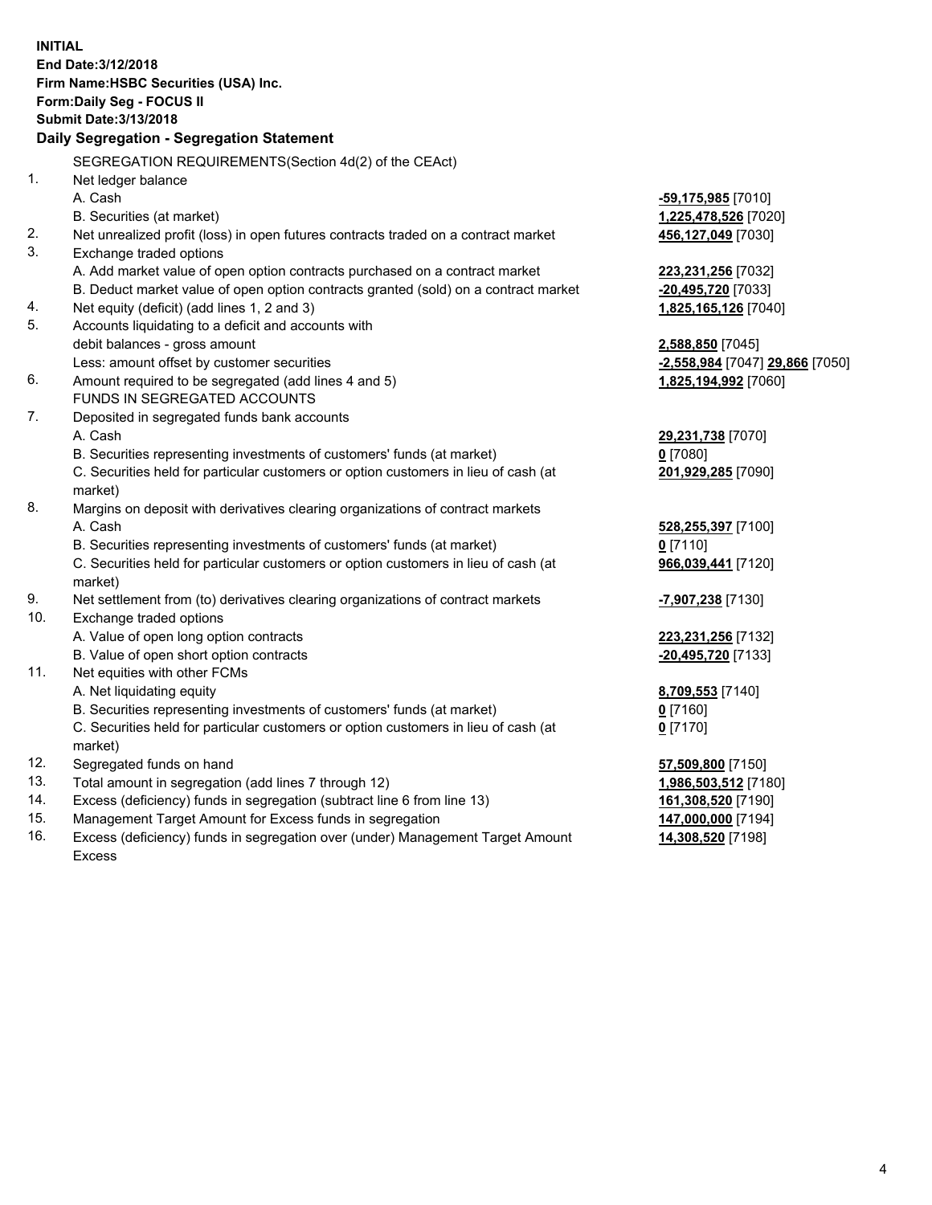**INITIAL**
**End Date:3/12/2018**
**Firm Name:HSBC Securities (USA) Inc.**
**Form:Daily Seg - FOCUS II**
**Submit Date:3/13/2018**

## Daily Segregation - Segregation Statement

SEGREGATION REQUIREMENTS(Section 4d(2) of the CEAct)

| | | |
|---|---|---|
| 1. | Net ledger balance | |
| | A. Cash | -59,175,985 [7010] |
| | B. Securities (at market) | 1,225,478,526 [7020] |
| 2. | Net unrealized profit (loss) in open futures contracts traded on a contract market | 456,127,049 [7030] |
| 3. | Exchange traded options | |
| | A. Add market value of open option contracts purchased on a contract market | 223,231,256 [7032] |
| | B. Deduct market value of open option contracts granted (sold) on a contract market | -20,495,720 [7033] |
| 4. | Net equity (deficit) (add lines 1, 2 and 3) | 1,825,165,126 [7040] |
| 5. | Accounts liquidating to a deficit and accounts with | |
| | debit balances - gross amount | 2,588,850 [7045] |
| | Less: amount offset by customer securities | -2,558,984 [7047] 29,866 [7050] |
| 6. | Amount required to be segregated (add lines 4 and 5) | 1,825,194,992 [7060] |
| | FUNDS IN SEGREGATED ACCOUNTS | |
| 7. | Deposited in segregated funds bank accounts | |
| | A. Cash | 29,231,738 [7070] |
| | B. Securities representing investments of customers' funds (at market) | 0 [7080] |
| | C. Securities held for particular customers or option customers in lieu of cash (at market) | 201,929,285 [7090] |
| 8. | Margins on deposit with derivatives clearing organizations of contract markets | |
| | A. Cash | 528,255,397 [7100] |
| | B. Securities representing investments of customers' funds (at market) | 0 [7110] |
| | C. Securities held for particular customers or option customers in lieu of cash (at market) | 966,039,441 [7120] |
| 9. | Net settlement from (to) derivatives clearing organizations of contract markets | -7,907,238 [7130] |
| 10. | Exchange traded options | |
| | A. Value of open long option contracts | 223,231,256 [7132] |
| | B. Value of open short option contracts | -20,495,720 [7133] |
| 11. | Net equities with other FCMs | |
| | A. Net liquidating equity | 8,709,553 [7140] |
| | B. Securities representing investments of customers' funds (at market) | 0 [7160] |
| | C. Securities held for particular customers or option customers in lieu of cash (at market) | 0 [7170] |
| 12. | Segregated funds on hand | 57,509,800 [7150] |
| 13. | Total amount in segregation (add lines 7 through 12) | 1,986,503,512 [7180] |
| 14. | Excess (deficiency) funds in segregation (subtract line 6 from line 13) | 161,308,520 [7190] |
| 15. | Management Target Amount for Excess funds in segregation | 147,000,000 [7194] |
| 16. | Excess (deficiency) funds in segregation over (under) Management Target Amount Excess | 14,308,520 [7198] |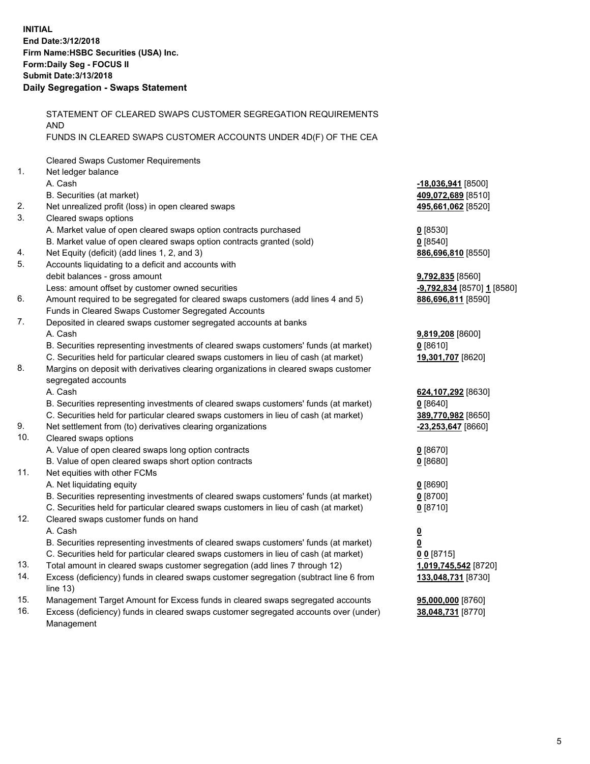**INITIAL**
**End Date:3/12/2018**
**Firm Name:HSBC Securities (USA) Inc.**
**Form:Daily Seg - FOCUS II**
**Submit Date:3/13/2018**
**Daily Segregation - Swaps Statement**

STATEMENT OF CLEARED SWAPS CUSTOMER SEGREGATION REQUIREMENTS AND FUNDS IN CLEARED SWAPS CUSTOMER ACCOUNTS UNDER 4D(F) OF THE CEA

| | | |
|---|---|---|
| | Cleared Swaps Customer Requirements | |
| 1. | Net ledger balance | |
| | A. Cash | **-18,036,941** [8500] |
| | B. Securities (at market) | **409,072,689** [8510] |
| 2. | Net unrealized profit (loss) in open cleared swaps | **495,661,062** [8520] |
| 3. | Cleared swaps options | |
| | A. Market value of open cleared swaps option contracts purchased | **0** [8530] |
| | B. Market value of open cleared swaps option contracts granted (sold) | **0** [8540] |
| 4. | Net Equity (deficit) (add lines 1, 2, and 3) | **886,696,810** [8550] |
| 5. | Accounts liquidating to a deficit and accounts with debit balances - gross amount | **9,792,835** [8560] |
| | Less: amount offset by customer owned securities | **-9,792,834** [8570] **1** [8580] |
| 6. | Amount required to be segregated for cleared swaps customers (add lines 4 and 5) | **886,696,811** [8590] |
| | Funds in Cleared Swaps Customer Segregated Accounts | |
| 7. | Deposited in cleared swaps customer segregated accounts at banks | |
| | A. Cash | **9,819,208** [8600] |
| | B. Securities representing investments of cleared swaps customers' funds (at market) | **0** [8610] |
| | C. Securities held for particular cleared swaps customers in lieu of cash (at market) | **19,301,707** [8620] |
| 8. | Margins on deposit with derivatives clearing organizations in cleared swaps customer segregated accounts | |
| | A. Cash | **624,107,292** [8630] |
| | B. Securities representing investments of cleared swaps customers' funds (at market) | **0** [8640] |
| | C. Securities held for particular cleared swaps customers in lieu of cash (at market) | **389,770,982** [8650] |
| 9. | Net settlement from (to) derivatives clearing organizations | **-23,253,647** [8660] |
| 10. | Cleared swaps options | |
| | A. Value of open cleared swaps long option contracts | **0** [8670] |
| | B. Value of open cleared swaps short option contracts | **0** [8680] |
| 11. | Net equities with other FCMs | |
| | A. Net liquidating equity | **0** [8690] |
| | B. Securities representing investments of cleared swaps customers' funds (at market) | **0** [8700] |
| | C. Securities held for particular cleared swaps customers in lieu of cash (at market) | **0** [8710] |
| 12. | Cleared swaps customer funds on hand | |
| | A. Cash | **0** |
| | B. Securities representing investments of cleared swaps customers' funds (at market) | **0** |
| | C. Securities held for particular cleared swaps customers in lieu of cash (at market) | **0** **0** [8715] |
| 13. | Total amount in cleared swaps customer segregation (add lines 7 through 12) | **1,019,745,542** [8720] |
| 14. | Excess (deficiency) funds in cleared swaps customer segregation (subtract line 6 from line 13) | **133,048,731** [8730] |
| 15. | Management Target Amount for Excess funds in cleared swaps segregated accounts | **95,000,000** [8760] |
| 16. | Excess (deficiency) funds in cleared swaps customer segregated accounts over (under) Management | **38,048,731** [8770] |